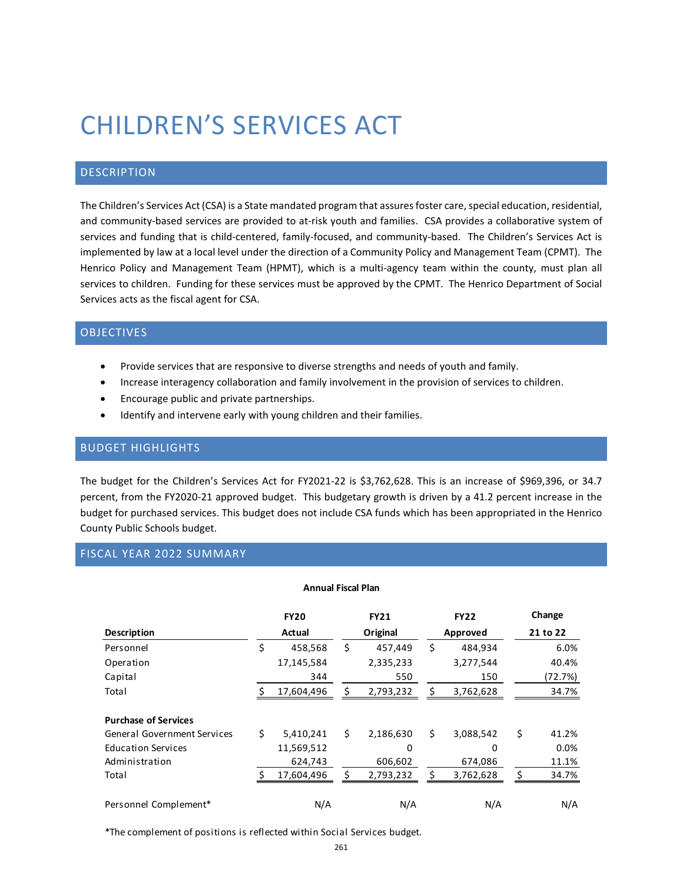# CHILDREN'S SERVICES ACT

## DESCRIPTION

The Children's Services Act (CSA) is a State mandated program that assures foster care, special education, residential, and community-based services are provided to at-risk youth and families. CSA provides a collaborative system of services and funding that is child-centered, family-focused, and community-based. The Children's Services Act is implemented by law at a local level under the direction of a Community Policy and Management Team (CPMT). The Henrico Policy and Management Team (HPMT), which is a multi-agency team within the county, must plan all services to children. Funding for these services must be approved by the CPMT. The Henrico Department of Social Services acts as the fiscal agent for CSA.

## OBJECTIVES

- Provide services that are responsive to diverse strengths and needs of youth and family.
- Increase interagency collaboration and family involvement in the provision of services to children.
- Encourage public and private partnerships.
- Identify and intervene early with young children and their families.

## BUDGET HIGHLIGHTS

The budget for the Children's Services Act for FY2021-22 is $3,762,628. This is an increase of $969,396, or 34.7 percent, from the FY2020-21 approved budget. This budgetary growth is driven by a 41.2 percent increase in the budget for purchased services. This budget does not include CSA funds which has been appropriated in the Henrico County Public Schools budget.

## FISCAL YEAR 2022 SUMMARY

**Annual Fiscal Plan**

| Description | FY20 Actual | FY21 Original | FY22 Approved | Change 21 to 22 |
|---|---|---|---|---|
| Personnel | $ 458,568 | $ 457,449 | $ 484,934 | 6.0% |
| Operation | 17,145,584 | 2,335,233 | 3,277,544 | 40.4% |
| Capital | 344 | 550 | 150 | (72.7%) |
| Total | $ 17,604,496 | $ 2,793,232 | $ 3,762,628 | 34.7% |
| | | | | |
| **Purchase of Services** | | | | |
| General Government Services | $ 5,410,241 | $ 2,186,630 | $ 3,088,542 | $ 41.2% |
| Education Services | 11,569,512 | 0 | 0 | 0.0% |
| Administration | 624,743 | 606,602 | 674,086 | 11.1% |
| Total | $ 17,604,496 | $ 2,793,232 | $ 3,762,628 | $ 34.7% |
| | | | | |
| Personnel Complement* | N/A | N/A | N/A | N/A |

*The complement of positions is reflected within Social Services budget.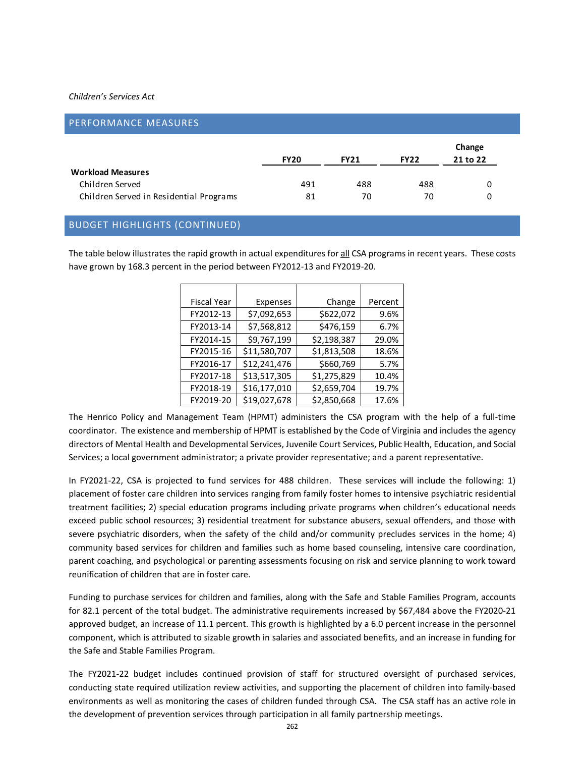*Children's Services Act*

## PERFORMANCE MEASURES

| | FY20 | FY21 | FY22 | Change 21 to 22 |
|---|---|---|---|---|
| **Workload Measures** | | | | |
| Children Served | 491 | 488 | 488 | 0 |
| Children Served in Residential Programs | 81 | 70 | 70 | 0 |

## BUDGET HIGHLIGHTS (CONTINUED)

The table below illustrates the rapid growth in actual expenditures for all CSA programs in recent years. These costs have grown by 168.3 percent in the period between FY2012-13 and FY2019-20.

| Fiscal Year | Expenses | Change | Percent |
|---|---|---|---|
| FY2012-13 | $7,092,653 | $622,072 | 9.6% |
| FY2013-14 | $7,568,812 | $476,159 | 6.7% |
| FY2014-15 | $9,767,199 | $2,198,387 | 29.0% |
| FY2015-16 | $11,580,707 | $1,813,508 | 18.6% |
| FY2016-17 | $12,241,476 | $660,769 | 5.7% |
| FY2017-18 | $13,517,305 | $1,275,829 | 10.4% |
| FY2018-19 | $16,177,010 | $2,659,704 | 19.7% |
| FY2019-20 | $19,027,678 | $2,850,668 | 17.6% |

The Henrico Policy and Management Team (HPMT) administers the CSA program with the help of a full-time coordinator. The existence and membership of HPMT is established by the Code of Virginia and includes the agency directors of Mental Health and Developmental Services, Juvenile Court Services, Public Health, Education, and Social Services; a local government administrator; a private provider representative; and a parent representative.

In FY2021-22, CSA is projected to fund services for 488 children. These services will include the following: 1) placement of foster care children into services ranging from family foster homes to intensive psychiatric residential treatment facilities; 2) special education programs including private programs when children's educational needs exceed public school resources; 3) residential treatment for substance abusers, sexual offenders, and those with severe psychiatric disorders, when the safety of the child and/or community precludes services in the home; 4) community based services for children and families such as home based counseling, intensive care coordination, parent coaching, and psychological or parenting assessments focusing on risk and service planning to work toward reunification of children that are in foster care.

Funding to purchase services for children and families, along with the Safe and Stable Families Program, accounts for 82.1 percent of the total budget. The administrative requirements increased by $67,484 above the FY2020-21 approved budget, an increase of 11.1 percent. This growth is highlighted by a 6.0 percent increase in the personnel component, which is attributed to sizable growth in salaries and associated benefits, and an increase in funding for the Safe and Stable Families Program.

The FY2021-22 budget includes continued provision of staff for structured oversight of purchased services, conducting state required utilization review activities, and supporting the placement of children into family-based environments as well as monitoring the cases of children funded through CSA. The CSA staff has an active role in the development of prevention services through participation in all family partnership meetings.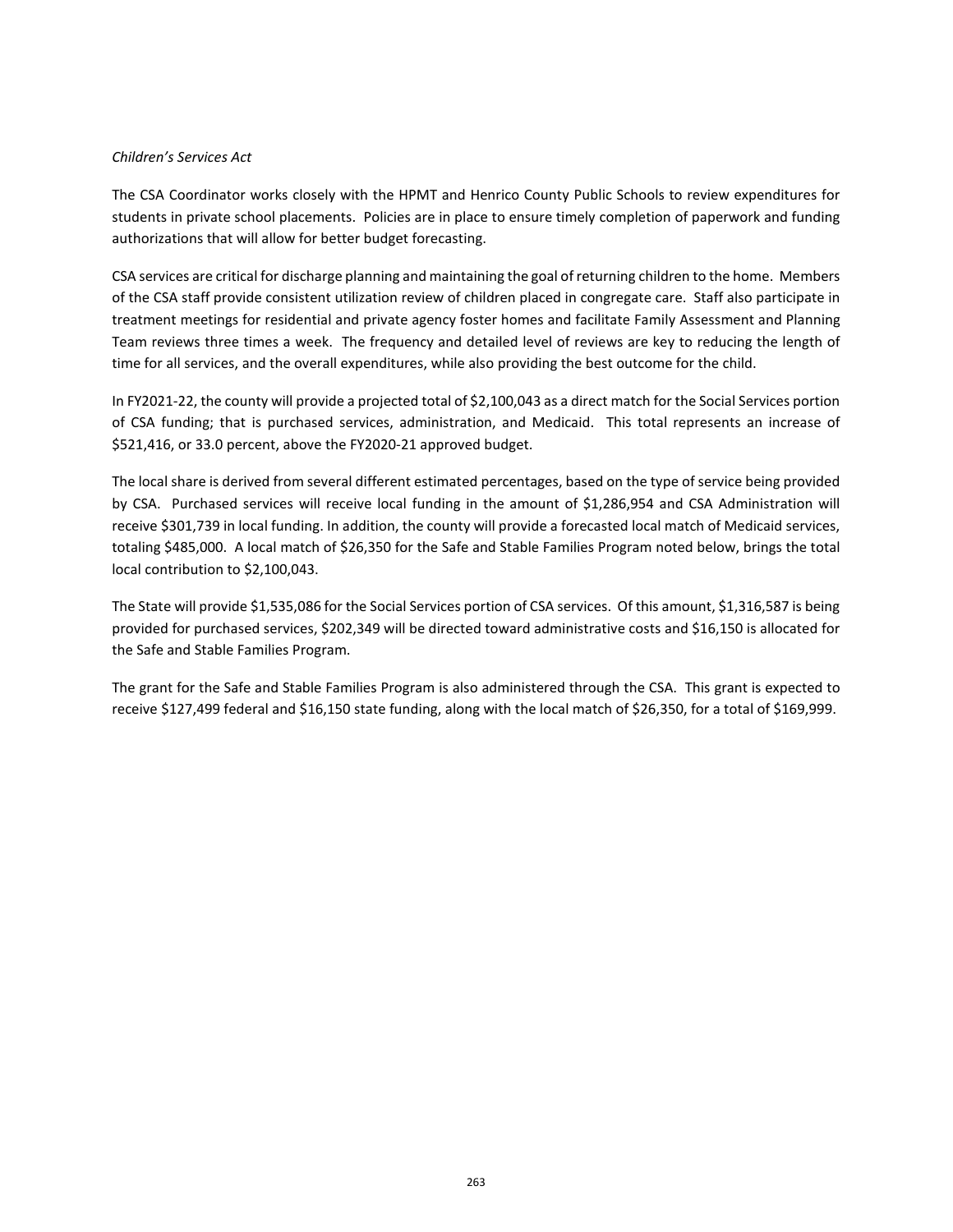*Children's Services Act*

The CSA Coordinator works closely with the HPMT and Henrico County Public Schools to review expenditures for students in private school placements. Policies are in place to ensure timely completion of paperwork and funding authorizations that will allow for better budget forecasting.

CSA services are critical for discharge planning and maintaining the goal of returning children to the home. Members of the CSA staff provide consistent utilization review of children placed in congregate care. Staff also participate in treatment meetings for residential and private agency foster homes and facilitate Family Assessment and Planning Team reviews three times a week. The frequency and detailed level of reviews are key to reducing the length of time for all services, and the overall expenditures, while also providing the best outcome for the child.

In FY2021-22, the county will provide a projected total of $2,100,043 as a direct match for the Social Services portion of CSA funding; that is purchased services, administration, and Medicaid. This total represents an increase of $521,416, or 33.0 percent, above the FY2020-21 approved budget.

The local share is derived from several different estimated percentages, based on the type of service being provided by CSA. Purchased services will receive local funding in the amount of $1,286,954 and CSA Administration will receive $301,739 in local funding. In addition, the county will provide a forecasted local match of Medicaid services, totaling $485,000. A local match of $26,350 for the Safe and Stable Families Program noted below, brings the total local contribution to $2,100,043.

The State will provide $1,535,086 for the Social Services portion of CSA services. Of this amount, $1,316,587 is being provided for purchased services, $202,349 will be directed toward administrative costs and $16,150 is allocated for the Safe and Stable Families Program.

The grant for the Safe and Stable Families Program is also administered through the CSA. This grant is expected to receive $127,499 federal and $16,150 state funding, along with the local match of $26,350, for a total of $169,999.